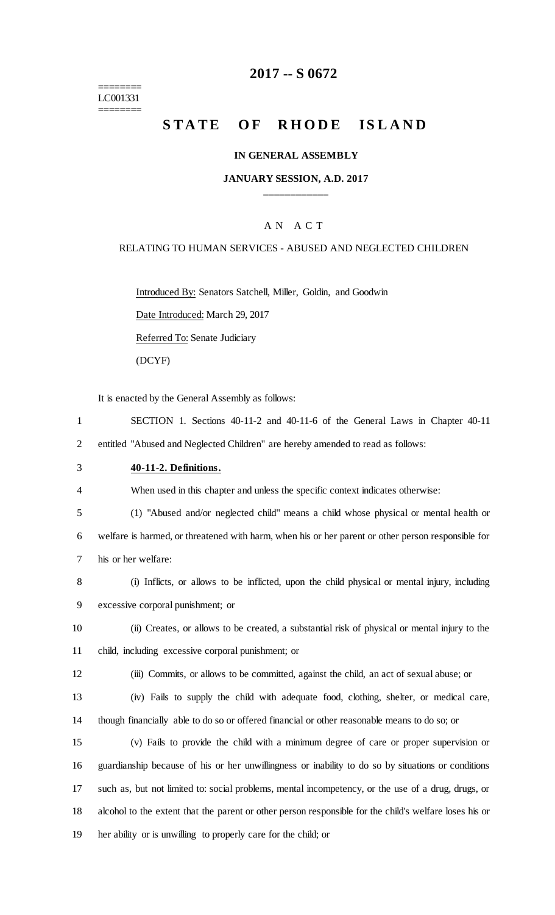========
LC001331
========

# 2017 -- S 0672

# STATE OF RHODE ISLAND

**IN GENERAL ASSEMBLY**

**JANUARY SESSION, A.D. 2017**

____________

A N A C T

RELATING TO HUMAN SERVICES - ABUSED AND NEGLECTED CHILDREN

Introduced By: Senators Satchell, Miller, Goldin, and Goodwin

Date Introduced: March 29, 2017

Referred To: Senate Judiciary

(DCYF)

It is enacted by the General Assembly as follows:

1 SECTION 1. Sections 40-11-2 and 40-11-6 of the General Laws in Chapter 40-11
2 entitled "Abused and Neglected Children" are hereby amended to read as follows:

3 **40-11-2. Definitions.**

4 When used in this chapter and unless the specific context indicates otherwise:

5 (1) "Abused and/or neglected child" means a child whose physical or mental health or
6 welfare is harmed, or threatened with harm, when his or her parent or other person responsible for
7 his or her welfare:

8 (i) Inflicts, or allows to be inflicted, upon the child physical or mental injury, including
9 excessive corporal punishment; or

10 (ii) Creates, or allows to be created, a substantial risk of physical or mental injury to the
11 child, including excessive corporal punishment; or

12 (iii) Commits, or allows to be committed, against the child, an act of sexual abuse; or

13 (iv) Fails to supply the child with adequate food, clothing, shelter, or medical care,
14 though financially able to do so or offered financial or other reasonable means to do so; or

15 (v) Fails to provide the child with a minimum degree of care or proper supervision or
16 guardianship because of his or her unwillingness or inability to do so by situations or conditions
17 such as, but not limited to: social problems, mental incompetency, or the use of a drug, drugs, or
18 alcohol to the extent that the parent or other person responsible for the child's welfare loses his or
19 her ability or is unwilling to properly care for the child; or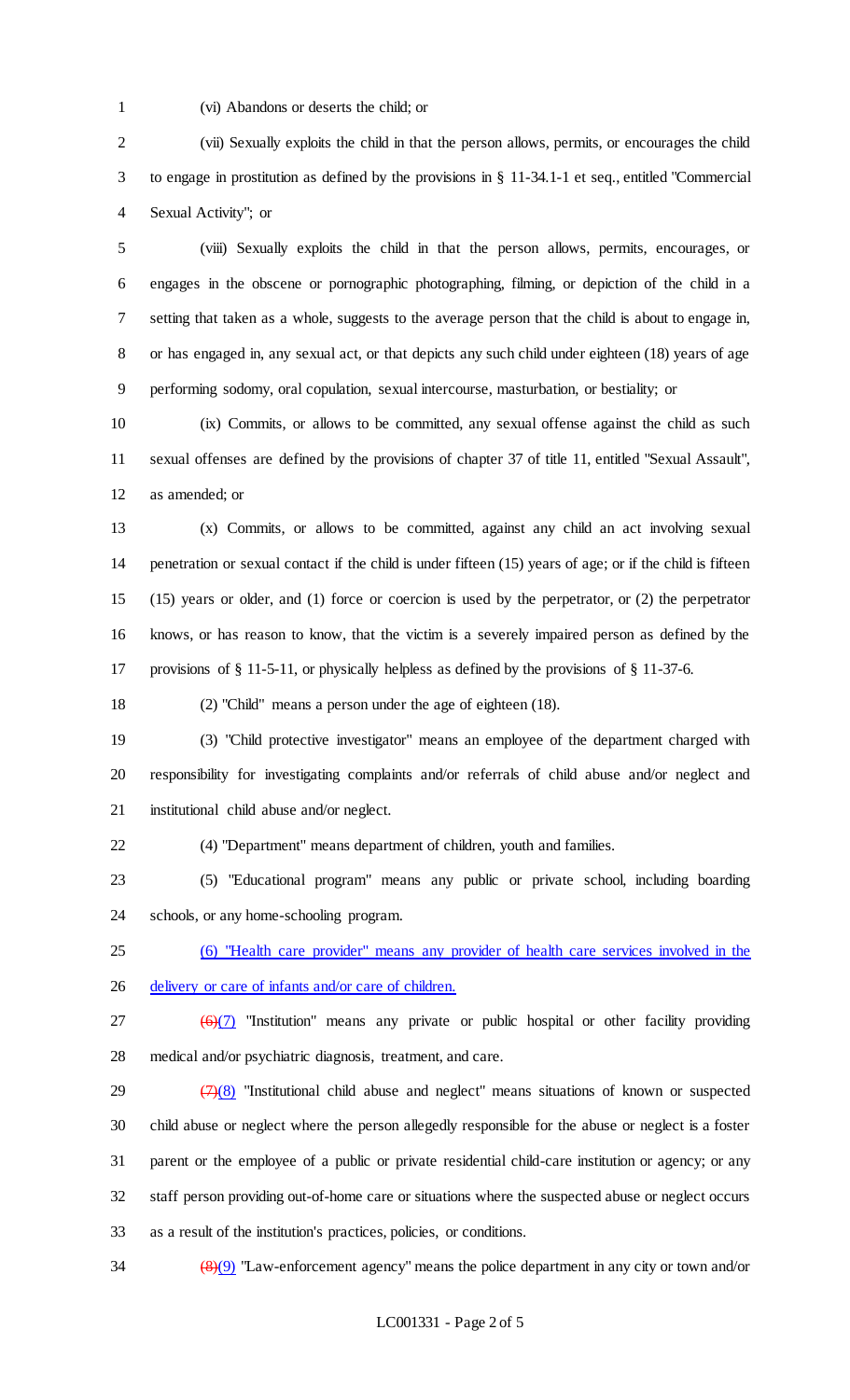(vi) Abandons or deserts the child; or

(vii) Sexually exploits the child in that the person allows, permits, or encourages the child to engage in prostitution as defined by the provisions in § 11-34.1-1 et seq., entitled "Commercial Sexual Activity"; or

(viii) Sexually exploits the child in that the person allows, permits, encourages, or engages in the obscene or pornographic photographing, filming, or depiction of the child in a setting that taken as a whole, suggests to the average person that the child is about to engage in, or has engaged in, any sexual act, or that depicts any such child under eighteen (18) years of age performing sodomy, oral copulation, sexual intercourse, masturbation, or bestiality; or

(ix) Commits, or allows to be committed, any sexual offense against the child as such sexual offenses are defined by the provisions of chapter 37 of title 11, entitled "Sexual Assault", as amended; or

(x) Commits, or allows to be committed, against any child an act involving sexual penetration or sexual contact if the child is under fifteen (15) years of age; or if the child is fifteen (15) years or older, and (1) force or coercion is used by the perpetrator, or (2) the perpetrator knows, or has reason to know, that the victim is a severely impaired person as defined by the provisions of § 11-5-11, or physically helpless as defined by the provisions of § 11-37-6.

(2) "Child" means a person under the age of eighteen (18).

(3) "Child protective investigator" means an employee of the department charged with responsibility for investigating complaints and/or referrals of child abuse and/or neglect and institutional child abuse and/or neglect.

(4) "Department" means department of children, youth and families.

(5) "Educational program" means any public or private school, including boarding schools, or any home-schooling program.

<u>(6) "Health care provider" means any provider of health care services involved in the delivery or care of infants and/or care of children.</u>

~~(6)~~<u>(7)</u> "Institution" means any private or public hospital or other facility providing medical and/or psychiatric diagnosis, treatment, and care.

~~(7)~~<u>(8)</u> "Institutional child abuse and neglect" means situations of known or suspected child abuse or neglect where the person allegedly responsible for the abuse or neglect is a foster parent or the employee of a public or private residential child-care institution or agency; or any staff person providing out-of-home care or situations where the suspected abuse or neglect occurs as a result of the institution's practices, policies, or conditions.

~~(8)~~<u>(9)</u> "Law-enforcement agency" means the police department in any city or town and/or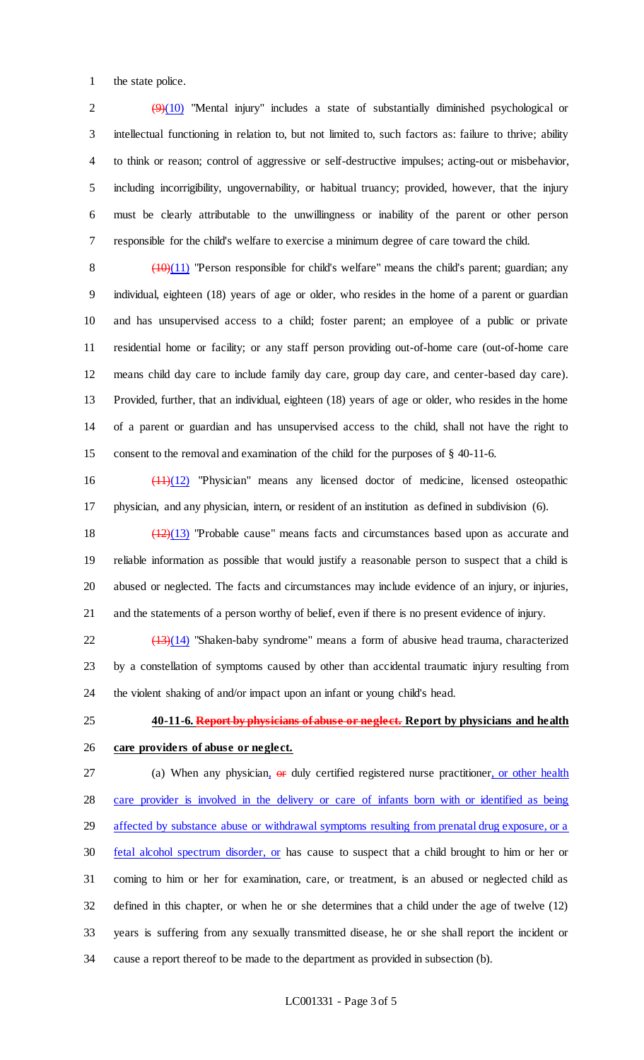the state police.

~~(9)~~(10) "Mental injury" includes a state of substantially diminished psychological or intellectual functioning in relation to, but not limited to, such factors as: failure to thrive; ability to think or reason; control of aggressive or self-destructive impulses; acting-out or misbehavior, including incorrigibility, ungovernability, or habitual truancy; provided, however, that the injury must be clearly attributable to the unwillingness or inability of the parent or other person responsible for the child's welfare to exercise a minimum degree of care toward the child.

~~(10)~~(11) "Person responsible for child's welfare" means the child's parent; guardian; any individual, eighteen (18) years of age or older, who resides in the home of a parent or guardian and has unsupervised access to a child; foster parent; an employee of a public or private residential home or facility; or any staff person providing out-of-home care (out-of-home care means child day care to include family day care, group day care, and center-based day care). Provided, further, that an individual, eighteen (18) years of age or older, who resides in the home of a parent or guardian and has unsupervised access to the child, shall not have the right to consent to the removal and examination of the child for the purposes of § 40-11-6.

~~(11)~~(12) "Physician" means any licensed doctor of medicine, licensed osteopathic physician, and any physician, intern, or resident of an institution as defined in subdivision (6).

~~(12)~~(13) "Probable cause" means facts and circumstances based upon as accurate and reliable information as possible that would justify a reasonable person to suspect that a child is abused or neglected. The facts and circumstances may include evidence of an injury, or injuries, and the statements of a person worthy of belief, even if there is no present evidence of injury.

~~(13)~~(14) "Shaken-baby syndrome" means a form of abusive head trauma, characterized by a constellation of symptoms caused by other than accidental traumatic injury resulting from the violent shaking of and/or impact upon an infant or young child's head.

**40-11-6. ~~Report by physicians of abuse or neglect.~~ Report by physicians and health care providers of abuse or neglect.**

(a) When any physician, ~~or~~ duly certified registered nurse practitioner, or other health care provider is involved in the delivery or care of infants born with or identified as being affected by substance abuse or withdrawal symptoms resulting from prenatal drug exposure, or a fetal alcohol spectrum disorder, or has cause to suspect that a child brought to him or her or coming to him or her for examination, care, or treatment, is an abused or neglected child as defined in this chapter, or when he or she determines that a child under the age of twelve (12) years is suffering from any sexually transmitted disease, he or she shall report the incident or cause a report thereof to be made to the department as provided in subsection (b).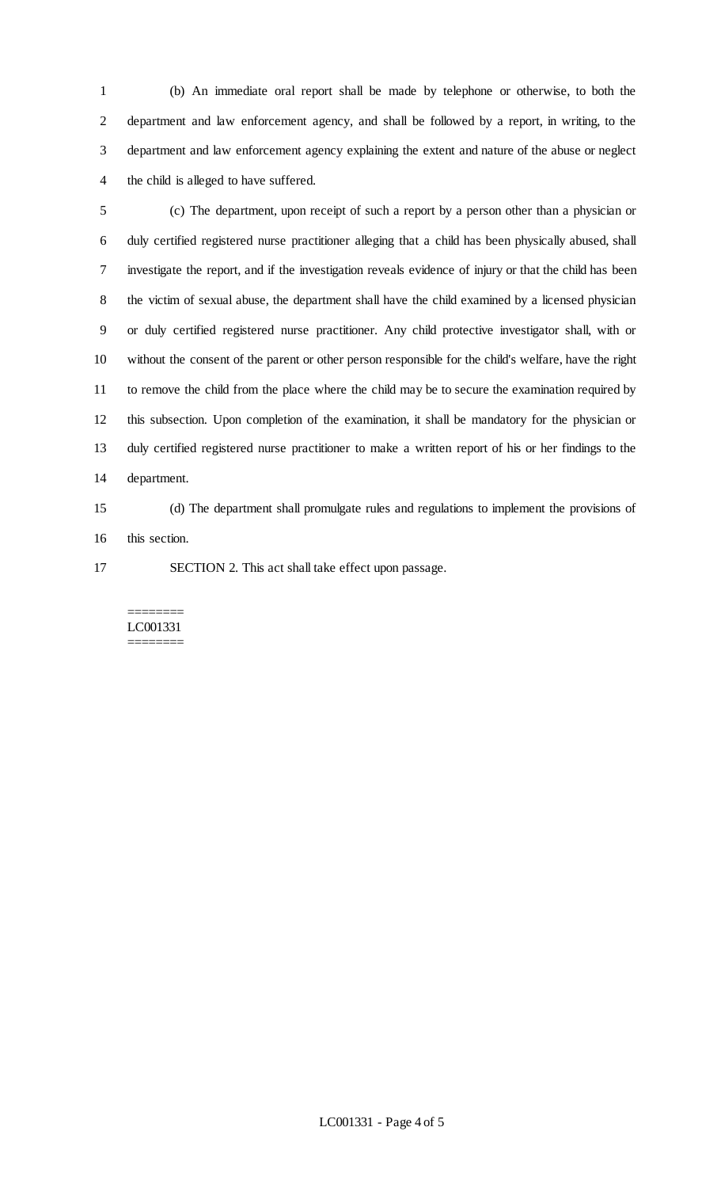(b) An immediate oral report shall be made by telephone or otherwise, to both the department and law enforcement agency, and shall be followed by a report, in writing, to the department and law enforcement agency explaining the extent and nature of the abuse or neglect the child is alleged to have suffered.

(c) The department, upon receipt of such a report by a person other than a physician or duly certified registered nurse practitioner alleging that a child has been physically abused, shall investigate the report, and if the investigation reveals evidence of injury or that the child has been the victim of sexual abuse, the department shall have the child examined by a licensed physician or duly certified registered nurse practitioner. Any child protective investigator shall, with or without the consent of the parent or other person responsible for the child's welfare, have the right to remove the child from the place where the child may be to secure the examination required by this subsection. Upon completion of the examination, it shall be mandatory for the physician or duly certified registered nurse practitioner to make a written report of his or her findings to the department.

(d) The department shall promulgate rules and regulations to implement the provisions of this section.

SECTION 2. This act shall take effect upon passage.

========
LC001331
========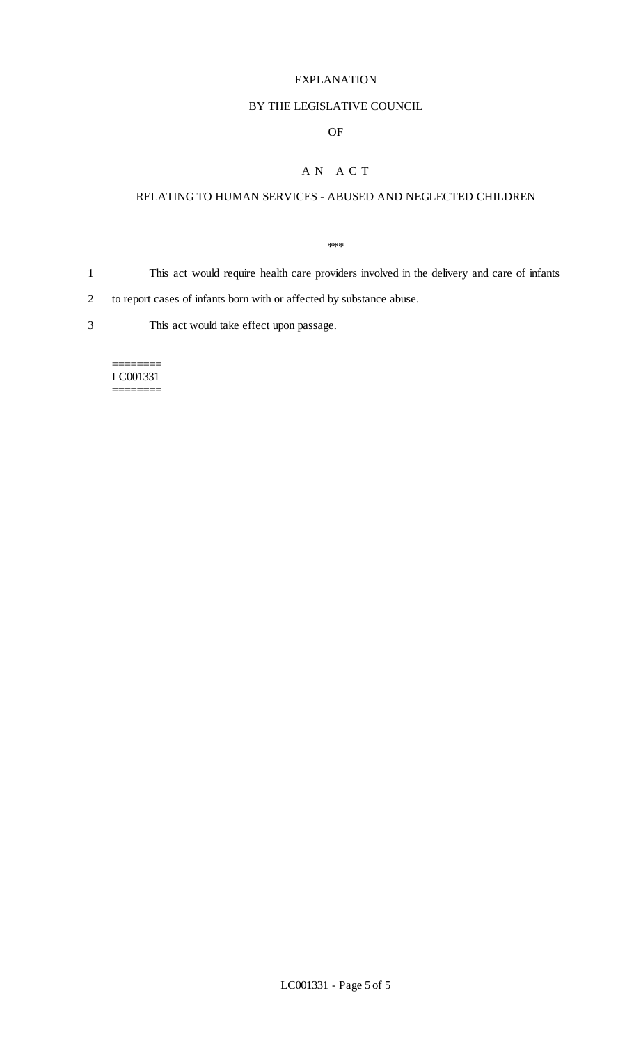EXPLANATION

BY THE LEGISLATIVE COUNCIL

OF

A N A C T

RELATING TO HUMAN SERVICES - ABUSED AND NEGLECTED CHILDREN

\*\*\*

1 This act would require health care providers involved in the delivery and care of infants

2 to report cases of infants born with or affected by substance abuse.

3 This act would take effect upon passage.

========
LC001331
========